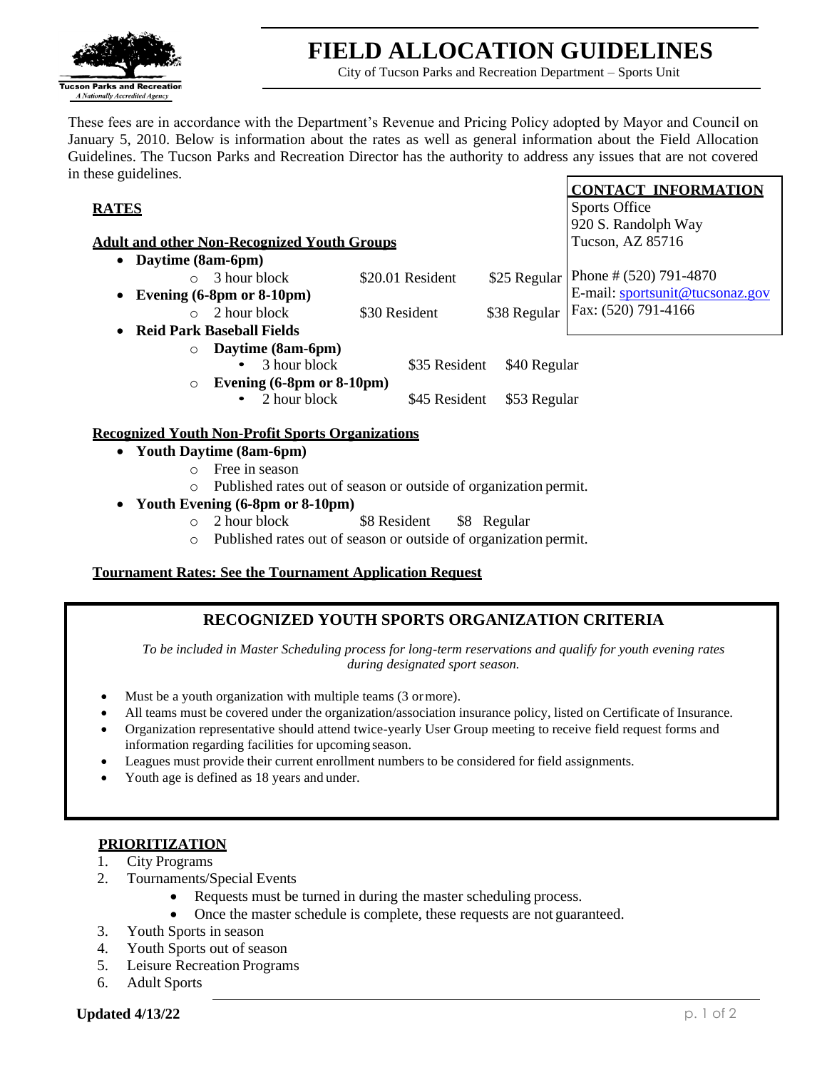# FIELD ALLOCATION GUIDELINES

City of Tucson Parks and Recreation Department – Sports Unit

These fees are in accordance with the Department's Revenue and Pricing Policy adopted by Mayor and Council on January 5, 2010. Below is information about the rates as well as general information about the Field Allocation Guidelines. The Tucson Parks and Recreation Director has the authority to address any issues that are not covered in these guidelines.

**CONTACT INFORMATION**
Sports Office
920 S. Randolph Way
Tucson, AZ 85716

Phone # (520) 791-4870
E-mail: sportsunit@tucsonaz.gov
Fax: (520) 791-4166

## RATES

**Adult and other Non-Recognized Youth Groups**

- **Daytime (8am-6pm)**
  - 3 hour block — $20.01 Resident — $25 Regular
- **Evening (6-8pm or 8-10pm)**
  - 2 hour block — $30 Resident — $38 Regular
- **Reid Park Baseball Fields**
  - **Daytime (8am-6pm)**
    - 3 hour block — $35 Resident — $40 Regular
  - **Evening (6-8pm or 8-10pm)**
    - 2 hour block — $45 Resident — $53 Regular

**Recognized Youth Non-Profit Sports Organizations**

- **Youth Daytime (8am-6pm)**
  - Free in season
  - Published rates out of season or outside of organization permit.
- **Youth Evening (6-8pm or 8-10pm)**
  - 2 hour block — $8 Resident — $8 Regular
  - Published rates out of season or outside of organization permit.

**Tournament Rates: See the Tournament Application Request**

## RECOGNIZED YOUTH SPORTS ORGANIZATION CRITERIA

*To be included in Master Scheduling process for long-term reservations and qualify for youth evening rates during designated sport season.*

- Must be a youth organization with multiple teams (3 or more).
- All teams must be covered under the organization/association insurance policy, listed on Certificate of Insurance.
- Organization representative should attend twice-yearly User Group meeting to receive field request forms and information regarding facilities for upcoming season.
- Leagues must provide their current enrollment numbers to be considered for field assignments.
- Youth age is defined as 18 years and under.

## PRIORITIZATION

1. City Programs
2. Tournaments/Special Events
   - Requests must be turned in during the master scheduling process.
   - Once the master schedule is complete, these requests are not guaranteed.
3. Youth Sports in season
4. Youth Sports out of season
5. Leisure Recreation Programs
6. Adult Sports

**Updated 4/13/22**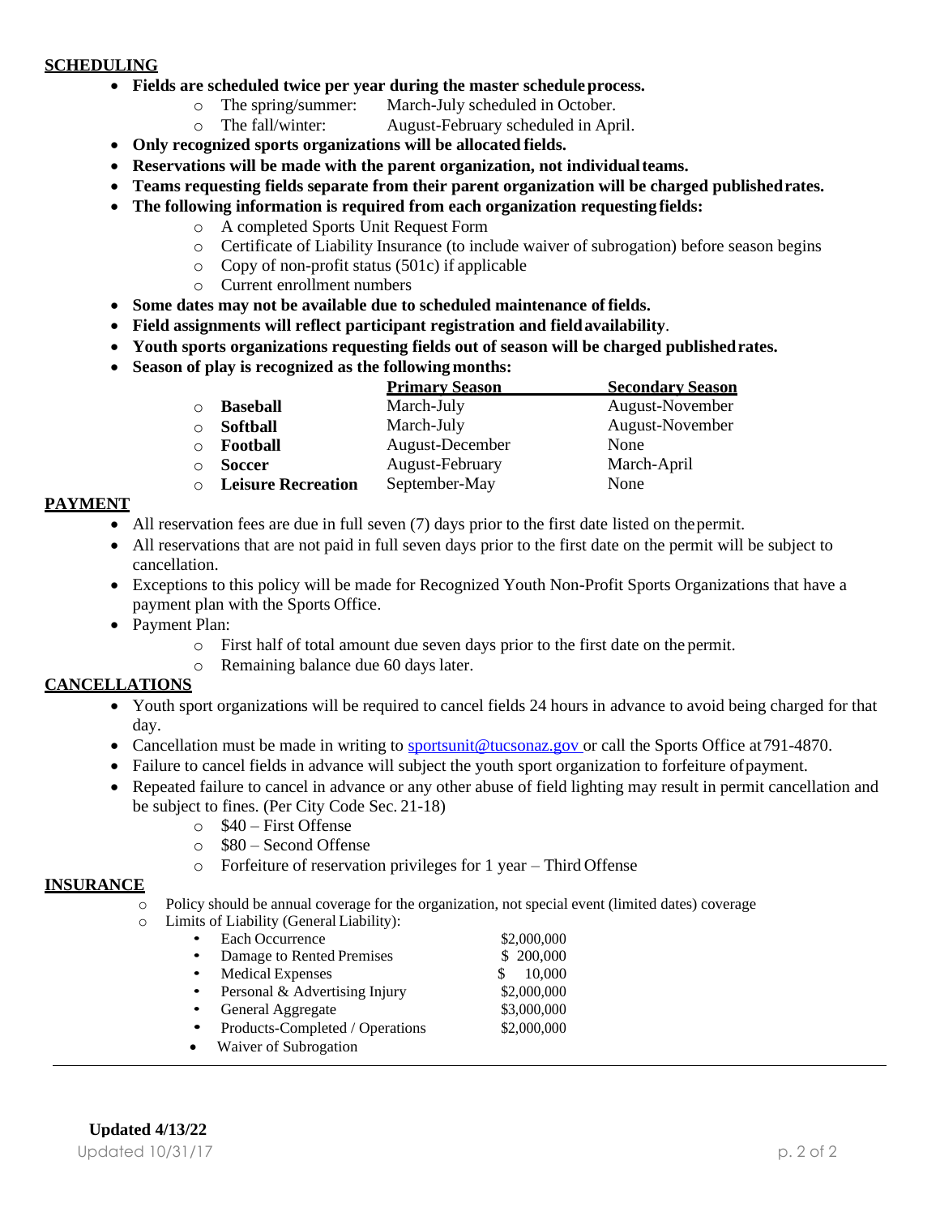## SCHEDULING

- **Fields are scheduled twice per year during the master schedule process.**
  - The spring/summer: March-July scheduled in October.
  - The fall/winter: August-February scheduled in April.
- **Only recognized sports organizations will be allocated fields.**
- **Reservations will be made with the parent organization, not individual teams.**
- **Teams requesting fields separate from their parent organization will be charged published rates.**
- **The following information is required from each organization requesting fields:**
  - A completed Sports Unit Request Form
  - Certificate of Liability Insurance (to include waiver of subrogation) before season begins
  - Copy of non-profit status (501c) if applicable
  - Current enrollment numbers
- **Some dates may not be available due to scheduled maintenance of fields.**
- **Field assignments will reflect participant registration and field availability**.
- **Youth sports organizations requesting fields out of season will be charged published rates.**
- **Season of play is recognized as the following months:**

| | Primary Season | Secondary Season |
|---|---|---|
| **Baseball** | March-July | August-November |
| **Softball** | March-July | August-November |
| **Football** | August-December | None |
| **Soccer** | August-February | March-April |
| **Leisure Recreation** | September-May | None |

## PAYMENT

- All reservation fees are due in full seven (7) days prior to the first date listed on the permit.
- All reservations that are not paid in full seven days prior to the first date on the permit will be subject to cancellation.
- Exceptions to this policy will be made for Recognized Youth Non-Profit Sports Organizations that have a payment plan with the Sports Office.
- Payment Plan:
  - First half of total amount due seven days prior to the first date on the permit.
  - Remaining balance due 60 days later.

## CANCELLATIONS

- Youth sport organizations will be required to cancel fields 24 hours in advance to avoid being charged for that day.
- Cancellation must be made in writing to sportsunit@tucsonaz.gov or call the Sports Office at 791-4870.
- Failure to cancel fields in advance will subject the youth sport organization to forfeiture of payment.
- Repeated failure to cancel in advance or any other abuse of field lighting may result in permit cancellation and be subject to fines. (Per City Code Sec. 21-18)
  - $40 – First Offense
  - $80 – Second Offense
  - Forfeiture of reservation privileges for 1 year – Third Offense

## INSURANCE

- Policy should be annual coverage for the organization, not special event (limited dates) coverage
- Limits of Liability (General Liability):

| | |
|---|---|
| Each Occurrence | $2,000,000 |
| Damage to Rented Premises | $ 200,000 |
| Medical Expenses | $ 10,000 |
| Personal & Advertising Injury | $2,000,000 |
| General Aggregate | $3,000,000 |
| Products-Completed / Operations | $2,000,000 |

  - Waiver of Subrogation

**Updated 4/13/22**

Updated 10/31/17